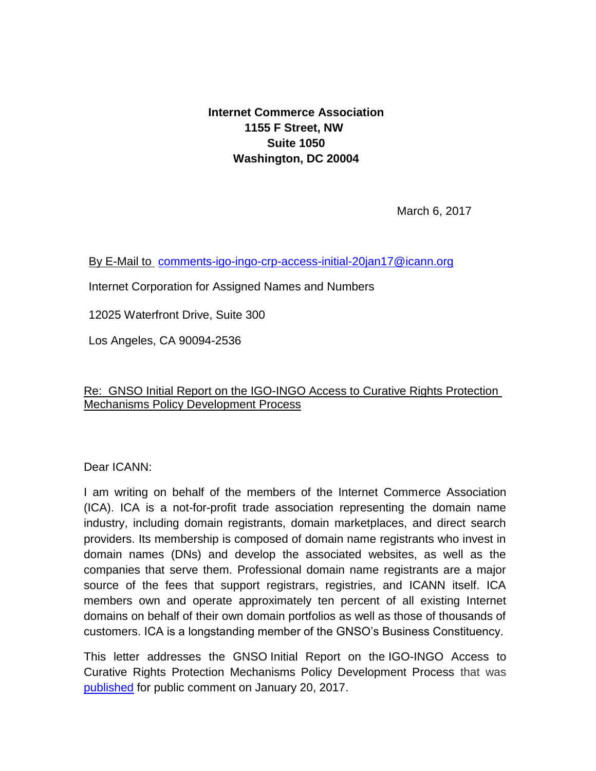**Internet Commerce Association**
**1155 F Street, NW**
**Suite 1050**
**Washington, DC 20004**

March 6, 2017

By E-Mail to comments-igo-ingo-crp-access-initial-20jan17@icann.org

Internet Corporation for Assigned Names and Numbers

12025 Waterfront Drive, Suite 300

Los Angeles, CA 90094-2536

Re: GNSO Initial Report on the IGO-INGO Access to Curative Rights Protection Mechanisms Policy Development Process

Dear ICANN:

I am writing on behalf of the members of the Internet Commerce Association (ICA). ICA is a not-for-profit trade association representing the domain name industry, including domain registrants, domain marketplaces, and direct search providers. Its membership is composed of domain name registrants who invest in domain names (DNs) and develop the associated websites, as well as the companies that serve them. Professional domain name registrants are a major source of the fees that support registrars, registries, and ICANN itself. ICA members own and operate approximately ten percent of all existing Internet domains on behalf of their own domain portfolios as well as those of thousands of customers. ICA is a longstanding member of the GNSO's Business Constituency.

This letter addresses the GNSO Initial Report on the IGO-INGO Access to Curative Rights Protection Mechanisms Policy Development Process that was published for public comment on January 20, 2017.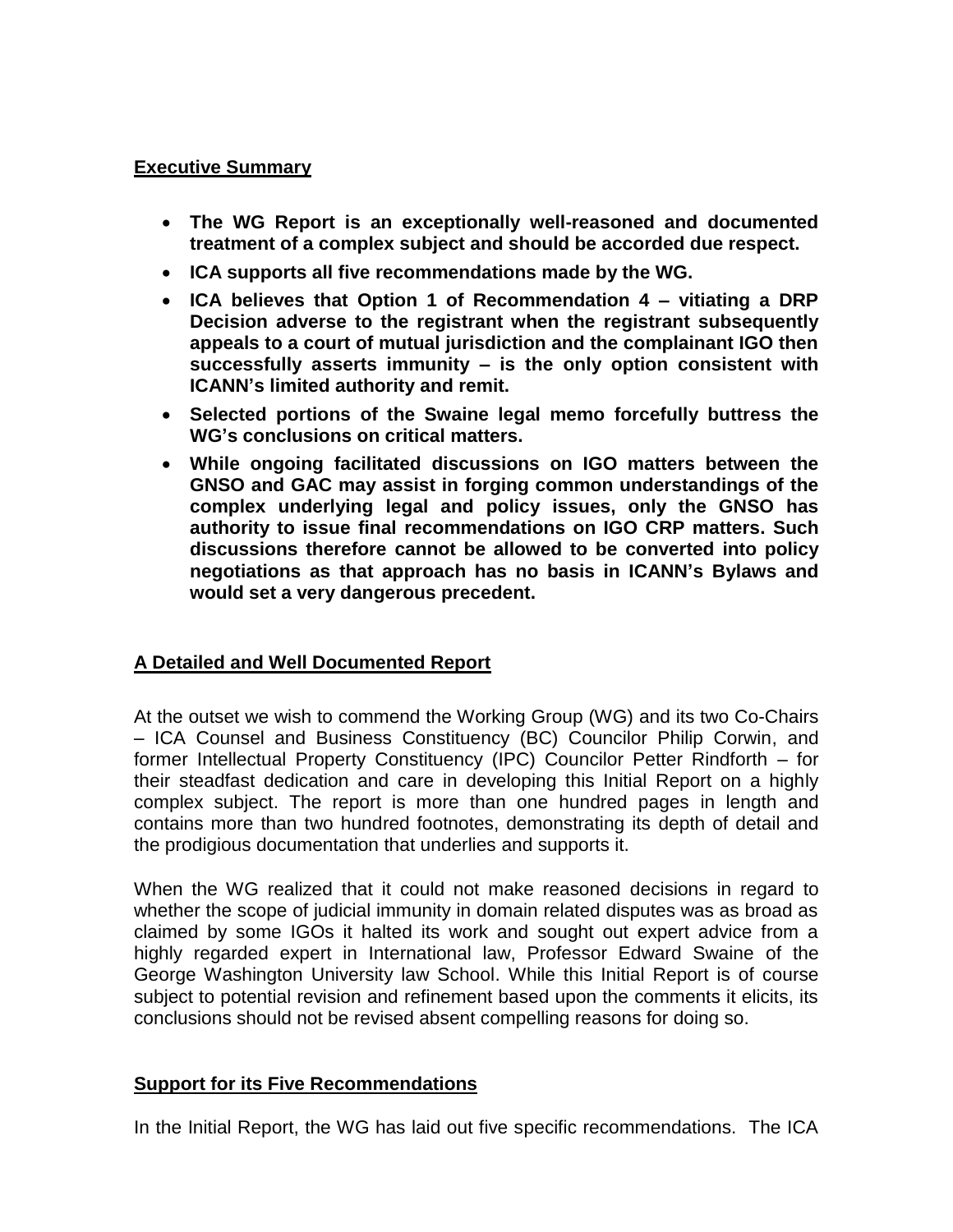## Executive Summary

- **The WG Report is an exceptionally well-reasoned and documented treatment of a complex subject and should be accorded due respect.**
- **ICA supports all five recommendations made by the WG.**
- **ICA believes that Option 1 of Recommendation 4 – vitiating a DRP Decision adverse to the registrant when the registrant subsequently appeals to a court of mutual jurisdiction and the complainant IGO then successfully asserts immunity – is the only option consistent with ICANN's limited authority and remit.**
- **Selected portions of the Swaine legal memo forcefully buttress the WG's conclusions on critical matters.**
- **While ongoing facilitated discussions on IGO matters between the GNSO and GAC may assist in forging common understandings of the complex underlying legal and policy issues, only the GNSO has authority to issue final recommendations on IGO CRP matters. Such discussions therefore cannot be allowed to be converted into policy negotiations as that approach has no basis in ICANN's Bylaws and would set a very dangerous precedent.**

## A Detailed and Well Documented Report

At the outset we wish to commend the Working Group (WG) and its two Co-Chairs – ICA Counsel and Business Constituency (BC) Councilor Philip Corwin, and former Intellectual Property Constituency (IPC) Councilor Petter Rindforth – for their steadfast dedication and care in developing this Initial Report on a highly complex subject. The report is more than one hundred pages in length and contains more than two hundred footnotes, demonstrating its depth of detail and the prodigious documentation that underlies and supports it.

When the WG realized that it could not make reasoned decisions in regard to whether the scope of judicial immunity in domain related disputes was as broad as claimed by some IGOs it halted its work and sought out expert advice from a highly regarded expert in International law, Professor Edward Swaine of the George Washington University law School. While this Initial Report is of course subject to potential revision and refinement based upon the comments it elicits, its conclusions should not be revised absent compelling reasons for doing so.

## Support for its Five Recommendations

In the Initial Report, the WG has laid out five specific recommendations. The ICA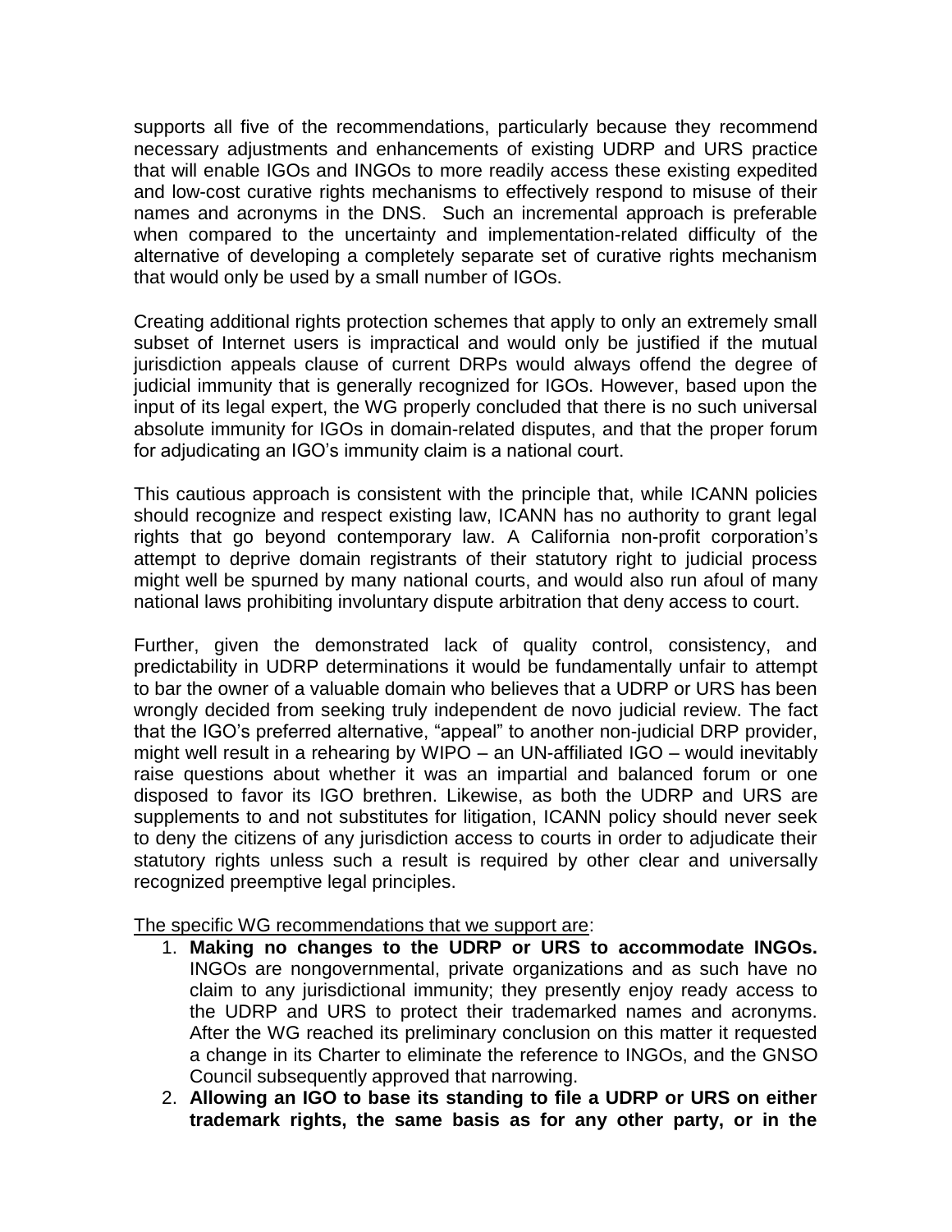supports all five of the recommendations, particularly because they recommend necessary adjustments and enhancements of existing UDRP and URS practice that will enable IGOs and INGOs to more readily access these existing expedited and low-cost curative rights mechanisms to effectively respond to misuse of their names and acronyms in the DNS. Such an incremental approach is preferable when compared to the uncertainty and implementation-related difficulty of the alternative of developing a completely separate set of curative rights mechanism that would only be used by a small number of IGOs.

Creating additional rights protection schemes that apply to only an extremely small subset of Internet users is impractical and would only be justified if the mutual jurisdiction appeals clause of current DRPs would always offend the degree of judicial immunity that is generally recognized for IGOs. However, based upon the input of its legal expert, the WG properly concluded that there is no such universal absolute immunity for IGOs in domain-related disputes, and that the proper forum for adjudicating an IGO's immunity claim is a national court.

This cautious approach is consistent with the principle that, while ICANN policies should recognize and respect existing law, ICANN has no authority to grant legal rights that go beyond contemporary law. A California non-profit corporation's attempt to deprive domain registrants of their statutory right to judicial process might well be spurned by many national courts, and would also run afoul of many national laws prohibiting involuntary dispute arbitration that deny access to court.

Further, given the demonstrated lack of quality control, consistency, and predictability in UDRP determinations it would be fundamentally unfair to attempt to bar the owner of a valuable domain who believes that a UDRP or URS has been wrongly decided from seeking truly independent de novo judicial review. The fact that the IGO's preferred alternative, "appeal" to another non-judicial DRP provider, might well result in a rehearing by WIPO – an UN-affiliated IGO – would inevitably raise questions about whether it was an impartial and balanced forum or one disposed to favor its IGO brethren. Likewise, as both the UDRP and URS are supplements to and not substitutes for litigation, ICANN policy should never seek to deny the citizens of any jurisdiction access to courts in order to adjudicate their statutory rights unless such a result is required by other clear and universally recognized preemptive legal principles.

<u>The specific WG recommendations that we support are</u>:

1. **Making no changes to the UDRP or URS to accommodate INGOs.** INGOs are nongovernmental, private organizations and as such have no claim to any jurisdictional immunity; they presently enjoy ready access to the UDRP and URS to protect their trademarked names and acronyms. After the WG reached its preliminary conclusion on this matter it requested a change in its Charter to eliminate the reference to INGOs, and the GNSO Council subsequently approved that narrowing.
2. **Allowing an IGO to base its standing to file a UDRP or URS on either trademark rights, the same basis as for any other party, or in the**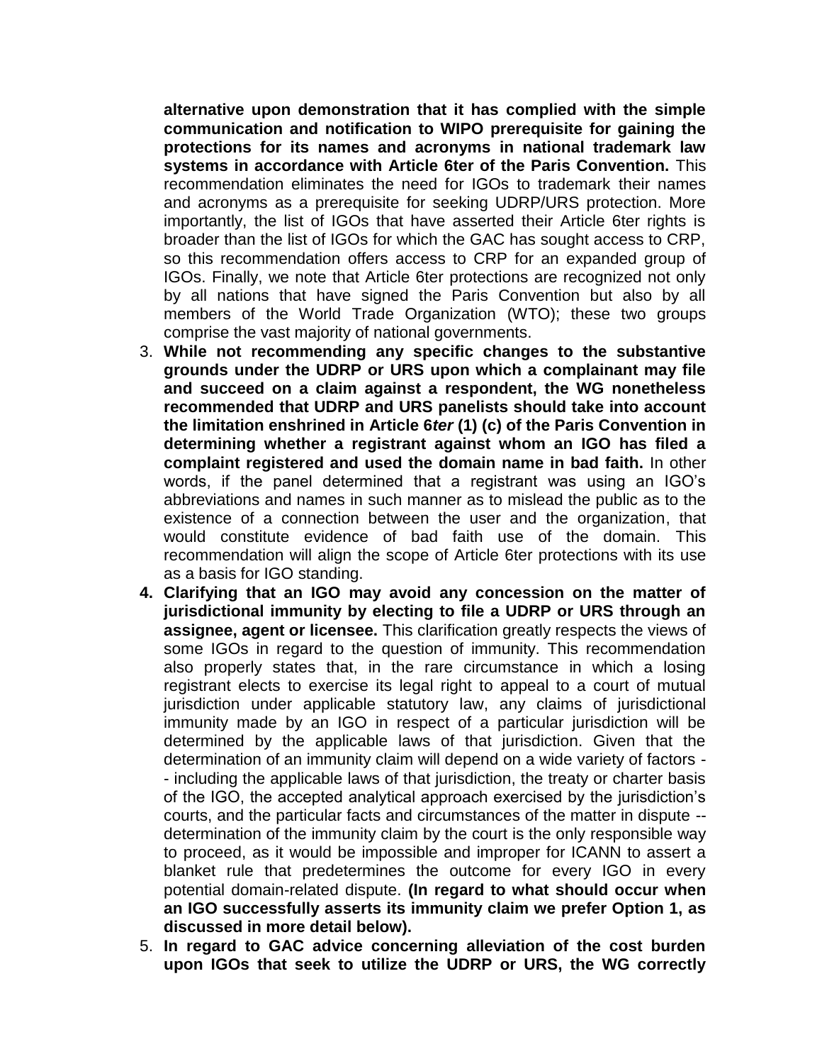**alternative upon demonstration that it has complied with the simple communication and notification to WIPO prerequisite for gaining the protections for its names and acronyms in national trademark law systems in accordance with Article 6ter of the Paris Convention.** This recommendation eliminates the need for IGOs to trademark their names and acronyms as a prerequisite for seeking UDRP/URS protection. More importantly, the list of IGOs that have asserted their Article 6ter rights is broader than the list of IGOs for which the GAC has sought access to CRP, so this recommendation offers access to CRP for an expanded group of IGOs. Finally, we note that Article 6ter protections are recognized not only by all nations that have signed the Paris Convention but also by all members of the World Trade Organization (WTO); these two groups comprise the vast majority of national governments.

3. **While not recommending any specific changes to the substantive grounds under the UDRP or URS upon which a complainant may file and succeed on a claim against a respondent, the WG nonetheless recommended that UDRP and URS panelists should take into account the limitation enshrined in Article 6*ter* (1) (c) of the Paris Convention in determining whether a registrant against whom an IGO has filed a complaint registered and used the domain name in bad faith.** In other words, if the panel determined that a registrant was using an IGO's abbreviations and names in such manner as to mislead the public as to the existence of a connection between the user and the organization, that would constitute evidence of bad faith use of the domain. This recommendation will align the scope of Article 6ter protections with its use as a basis for IGO standing.
4. **Clarifying that an IGO may avoid any concession on the matter of jurisdictional immunity by electing to file a UDRP or URS through an assignee, agent or licensee.** This clarification greatly respects the views of some IGOs in regard to the question of immunity. This recommendation also properly states that, in the rare circumstance in which a losing registrant elects to exercise its legal right to appeal to a court of mutual jurisdiction under applicable statutory law, any claims of jurisdictional immunity made by an IGO in respect of a particular jurisdiction will be determined by the applicable laws of that jurisdiction. Given that the determination of an immunity claim will depend on a wide variety of factors -- including the applicable laws of that jurisdiction, the treaty or charter basis of the IGO, the accepted analytical approach exercised by the jurisdiction's courts, and the particular facts and circumstances of the matter in dispute -- determination of the immunity claim by the court is the only responsible way to proceed, as it would be impossible and improper for ICANN to assert a blanket rule that predetermines the outcome for every IGO in every potential domain-related dispute. **(In regard to what should occur when an IGO successfully asserts its immunity claim we prefer Option 1, as discussed in more detail below).**
5. **In regard to GAC advice concerning alleviation of the cost burden upon IGOs that seek to utilize the UDRP or URS, the WG correctly**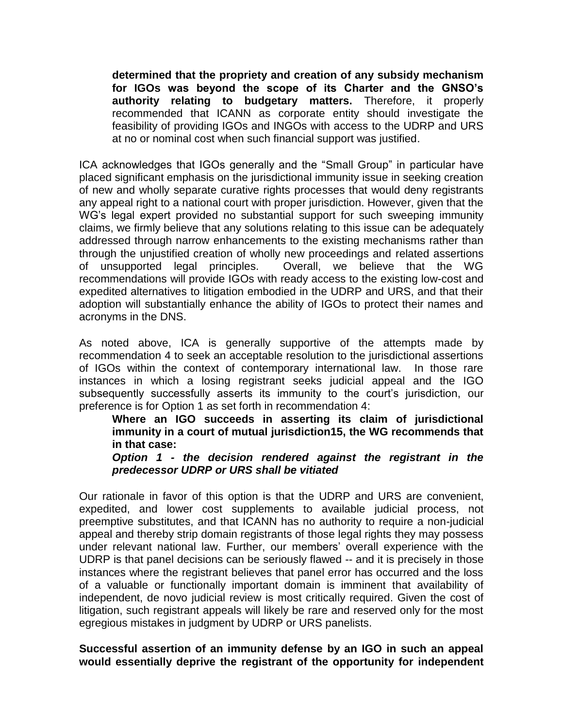**determined that the propriety and creation of any subsidy mechanism for IGOs was beyond the scope of its Charter and the GNSO's authority relating to budgetary matters.** Therefore, it properly recommended that ICANN as corporate entity should investigate the feasibility of providing IGOs and INGOs with access to the UDRP and URS at no or nominal cost when such financial support was justified.

ICA acknowledges that IGOs generally and the "Small Group" in particular have placed significant emphasis on the jurisdictional immunity issue in seeking creation of new and wholly separate curative rights processes that would deny registrants any appeal right to a national court with proper jurisdiction. However, given that the WG's legal expert provided no substantial support for such sweeping immunity claims, we firmly believe that any solutions relating to this issue can be adequately addressed through narrow enhancements to the existing mechanisms rather than through the unjustified creation of wholly new proceedings and related assertions of unsupported legal principles. Overall, we believe that the WG recommendations will provide IGOs with ready access to the existing low-cost and expedited alternatives to litigation embodied in the UDRP and URS, and that their adoption will substantially enhance the ability of IGOs to protect their names and acronyms in the DNS.

As noted above, ICA is generally supportive of the attempts made by recommendation 4 to seek an acceptable resolution to the jurisdictional assertions of IGOs within the context of contemporary international law. In those rare instances in which a losing registrant seeks judicial appeal and the IGO subsequently successfully asserts its immunity to the court's jurisdiction, our preference is for Option 1 as set forth in recommendation 4:

> **Where an IGO succeeds in asserting its claim of jurisdictional immunity in a court of mutual jurisdiction[15], the WG recommends that in that case:**
>
> ***Option 1 - the decision rendered against the registrant in the predecessor UDRP or URS shall be vitiated***

Our rationale in favor of this option is that the UDRP and URS are convenient, expedited, and lower cost supplements to available judicial process, not preemptive substitutes, and that ICANN has no authority to require a non-judicial appeal and thereby strip domain registrants of those legal rights they may possess under relevant national law. Further, our members' overall experience with the UDRP is that panel decisions can be seriously flawed -- and it is precisely in those instances where the registrant believes that panel error has occurred and the loss of a valuable or functionally important domain is imminent that availability of independent, de novo judicial review is most critically required. Given the cost of litigation, such registrant appeals will likely be rare and reserved only for the most egregious mistakes in judgment by UDRP or URS panelists.

**Successful assertion of an immunity defense by an IGO in such an appeal would essentially deprive the registrant of the opportunity for independent**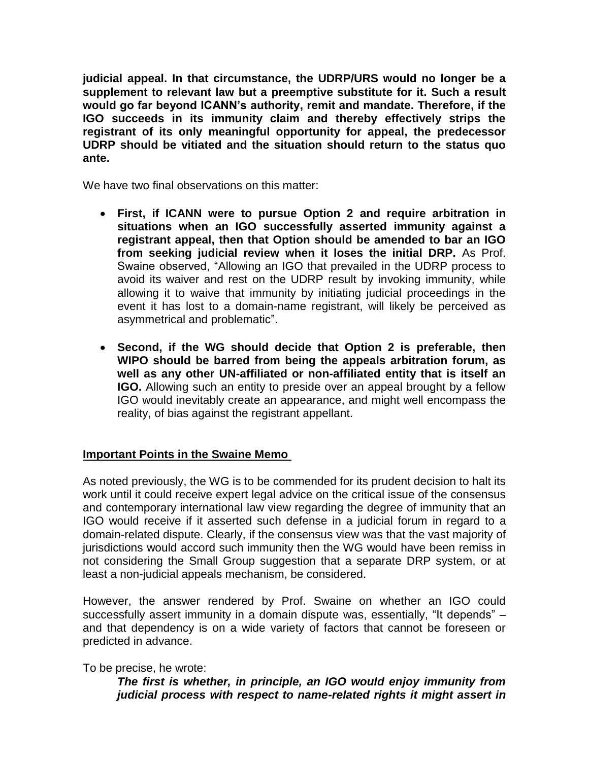**judicial appeal. In that circumstance, the UDRP/URS would no longer be a supplement to relevant law but a preemptive substitute for it. Such a result would go far beyond ICANN's authority, remit and mandate. Therefore, if the IGO succeeds in its immunity claim and thereby effectively strips the registrant of its only meaningful opportunity for appeal, the predecessor UDRP should be vitiated and the situation should return to the status quo ante.**

We have two final observations on this matter:

- **First, if ICANN were to pursue Option 2 and require arbitration in situations when an IGO successfully asserted immunity against a registrant appeal, then that Option should be amended to bar an IGO from seeking judicial review when it loses the initial DRP.** As Prof. Swaine observed, "Allowing an IGO that prevailed in the UDRP process to avoid its waiver and rest on the UDRP result by invoking immunity, while allowing it to waive that immunity by initiating judicial proceedings in the event it has lost to a domain-name registrant, will likely be perceived as asymmetrical and problematic".

- **Second, if the WG should decide that Option 2 is preferable, then WIPO should be barred from being the appeals arbitration forum, as well as any other UN-affiliated or non-affiliated entity that is itself an IGO.** Allowing such an entity to preside over an appeal brought by a fellow IGO would inevitably create an appearance, and might well encompass the reality, of bias against the registrant appellant.

**Important Points in the Swaine Memo**

As noted previously, the WG is to be commended for its prudent decision to halt its work until it could receive expert legal advice on the critical issue of the consensus and contemporary international law view regarding the degree of immunity that an IGO would receive if it asserted such defense in a judicial forum in regard to a domain-related dispute. Clearly, if the consensus view was that the vast majority of jurisdictions would accord such immunity then the WG would have been remiss in not considering the Small Group suggestion that a separate DRP system, or at least a non-judicial appeals mechanism, be considered.

However, the answer rendered by Prof. Swaine on whether an IGO could successfully assert immunity in a domain dispute was, essentially, "It depends" – and that dependency is on a wide variety of factors that cannot be foreseen or predicted in advance.

To be precise, he wrote:

> ***The first is whether, in principle, an IGO would enjoy immunity from judicial process with respect to name-related rights it might assert in***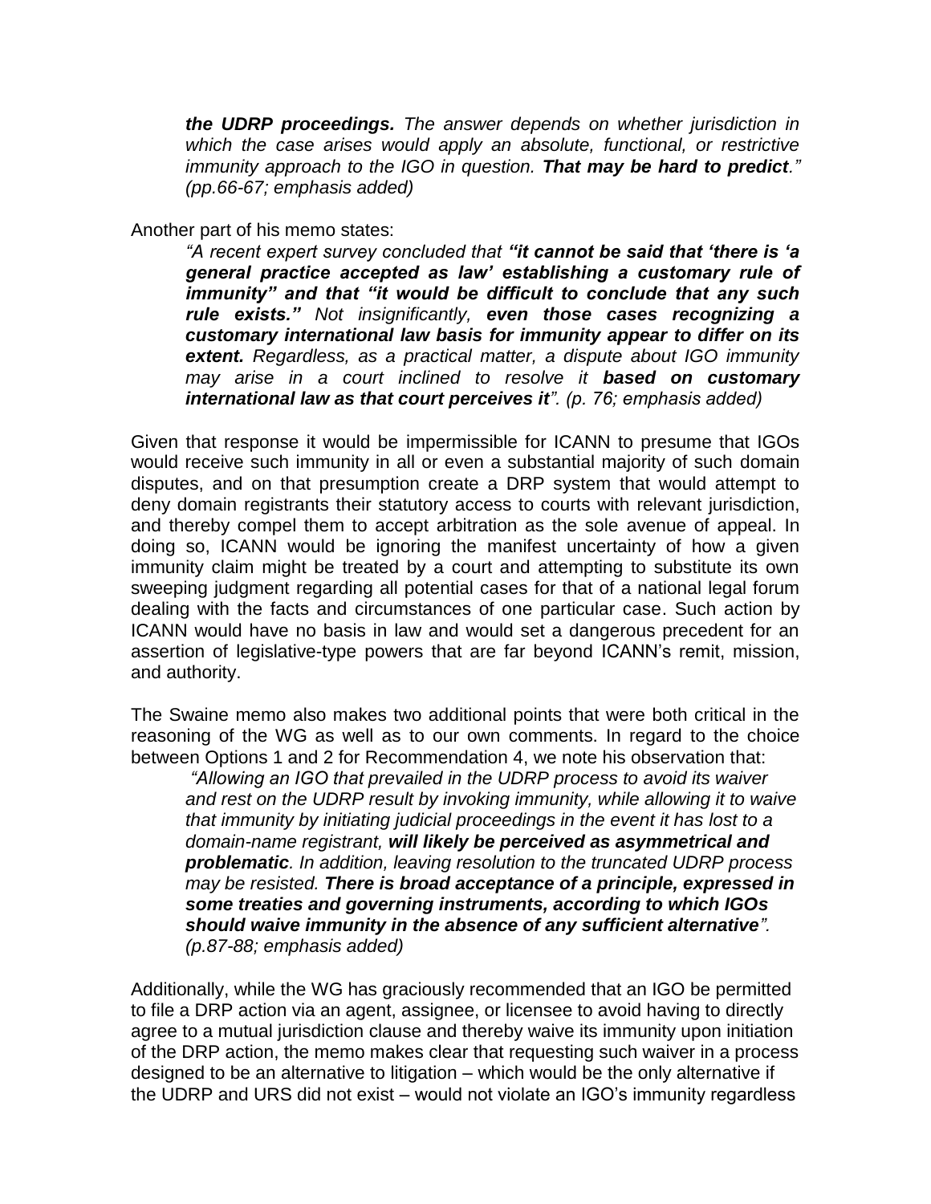> ***the UDRP proceedings.*** *The answer depends on whether jurisdiction in which the case arises would apply an absolute, functional, or restrictive immunity approach to the IGO in question.* ***That may be hard to predict****." (pp.66-67; emphasis added)*

Another part of his memo states:

> *"A recent expert survey concluded that* ***"it cannot be said that 'there is 'a general practice accepted as law' establishing a customary rule of immunity"*** *and that* ***"it would be difficult to conclude that any such rule exists."*** *Not insignificantly,* ***even those cases recognizing a customary international law basis for immunity appear to differ on its extent.*** *Regardless, as a practical matter, a dispute about IGO immunity may arise in a court inclined to resolve it* ***based on customary international law as that court perceives it****". (p. 76; emphasis added)*

Given that response it would be impermissible for ICANN to presume that IGOs would receive such immunity in all or even a substantial majority of such domain disputes, and on that presumption create a DRP system that would attempt to deny domain registrants their statutory access to courts with relevant jurisdiction, and thereby compel them to accept arbitration as the sole avenue of appeal. In doing so, ICANN would be ignoring the manifest uncertainty of how a given immunity claim might be treated by a court and attempting to substitute its own sweeping judgment regarding all potential cases for that of a national legal forum dealing with the facts and circumstances of one particular case. Such action by ICANN would have no basis in law and would set a dangerous precedent for an assertion of legislative-type powers that are far beyond ICANN's remit, mission, and authority.

The Swaine memo also makes two additional points that were both critical in the reasoning of the WG as well as to our own comments. In regard to the choice between Options 1 and 2 for Recommendation 4, we note his observation that:

> *"Allowing an IGO that prevailed in the UDRP process to avoid its waiver and rest on the UDRP result by invoking immunity, while allowing it to waive that immunity by initiating judicial proceedings in the event it has lost to a domain-name registrant,* ***will likely be perceived as asymmetrical and problematic****. In addition, leaving resolution to the truncated UDRP process may be resisted.* ***There is broad acceptance of a principle, expressed in some treaties and governing instruments, according to which IGOs should waive immunity in the absence of any sufficient alternative****". (p.87-88; emphasis added)*

Additionally, while the WG has graciously recommended that an IGO be permitted to file a DRP action via an agent, assignee, or licensee to avoid having to directly agree to a mutual jurisdiction clause and thereby waive its immunity upon initiation of the DRP action, the memo makes clear that requesting such waiver in a process designed to be an alternative to litigation – which would be the only alternative if the UDRP and URS did not exist – would not violate an IGO's immunity regardless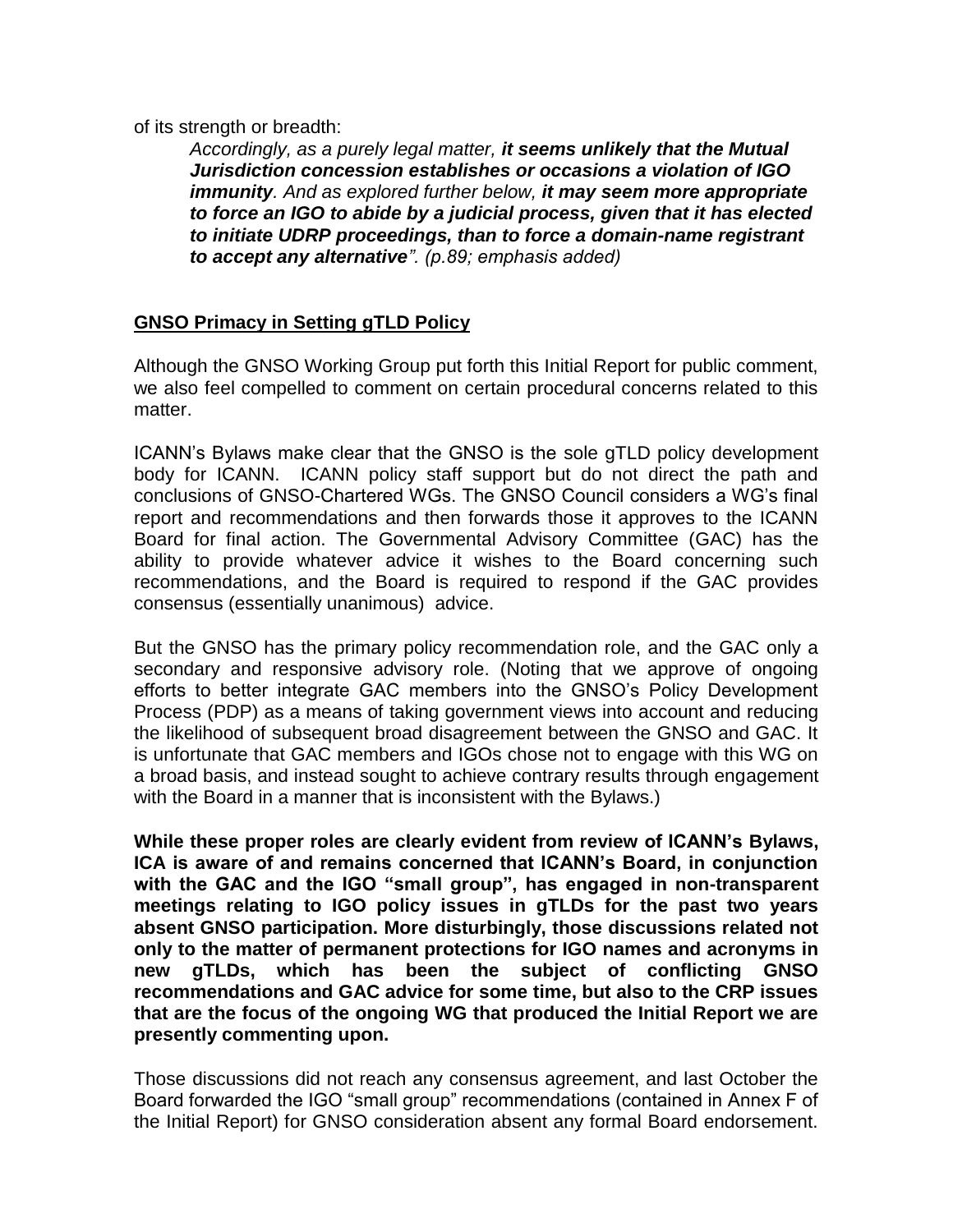of its strength or breadth:

> *Accordingly, as a purely legal matter, **it seems unlikely that the Mutual Jurisdiction concession establishes or occasions a violation of IGO immunity**. And as explored further below, **it may seem more appropriate to force an IGO to abide by a judicial process, given that it has elected to initiate UDRP proceedings, than to force a domain-name registrant to accept any alternative**". (p.89; emphasis added)*

## GNSO Primacy in Setting gTLD Policy

Although the GNSO Working Group put forth this Initial Report for public comment, we also feel compelled to comment on certain procedural concerns related to this matter.

ICANN's Bylaws make clear that the GNSO is the sole gTLD policy development body for ICANN. ICANN policy staff support but do not direct the path and conclusions of GNSO-Chartered WGs. The GNSO Council considers a WG's final report and recommendations and then forwards those it approves to the ICANN Board for final action. The Governmental Advisory Committee (GAC) has the ability to provide whatever advice it wishes to the Board concerning such recommendations, and the Board is required to respond if the GAC provides consensus (essentially unanimous) advice.

But the GNSO has the primary policy recommendation role, and the GAC only a secondary and responsive advisory role. (Noting that we approve of ongoing efforts to better integrate GAC members into the GNSO's Policy Development Process (PDP) as a means of taking government views into account and reducing the likelihood of subsequent broad disagreement between the GNSO and GAC. It is unfortunate that GAC members and IGOs chose not to engage with this WG on a broad basis, and instead sought to achieve contrary results through engagement with the Board in a manner that is inconsistent with the Bylaws.)

**While these proper roles are clearly evident from review of ICANN's Bylaws, ICA is aware of and remains concerned that ICANN's Board, in conjunction with the GAC and the IGO "small group", has engaged in non-transparent meetings relating to IGO policy issues in gTLDs for the past two years absent GNSO participation. More disturbingly, those discussions related not only to the matter of permanent protections for IGO names and acronyms in new gTLDs, which has been the subject of conflicting GNSO recommendations and GAC advice for some time, but also to the CRP issues that are the focus of the ongoing WG that produced the Initial Report we are presently commenting upon.**

Those discussions did not reach any consensus agreement, and last October the Board forwarded the IGO "small group" recommendations (contained in Annex F of the Initial Report) for GNSO consideration absent any formal Board endorsement.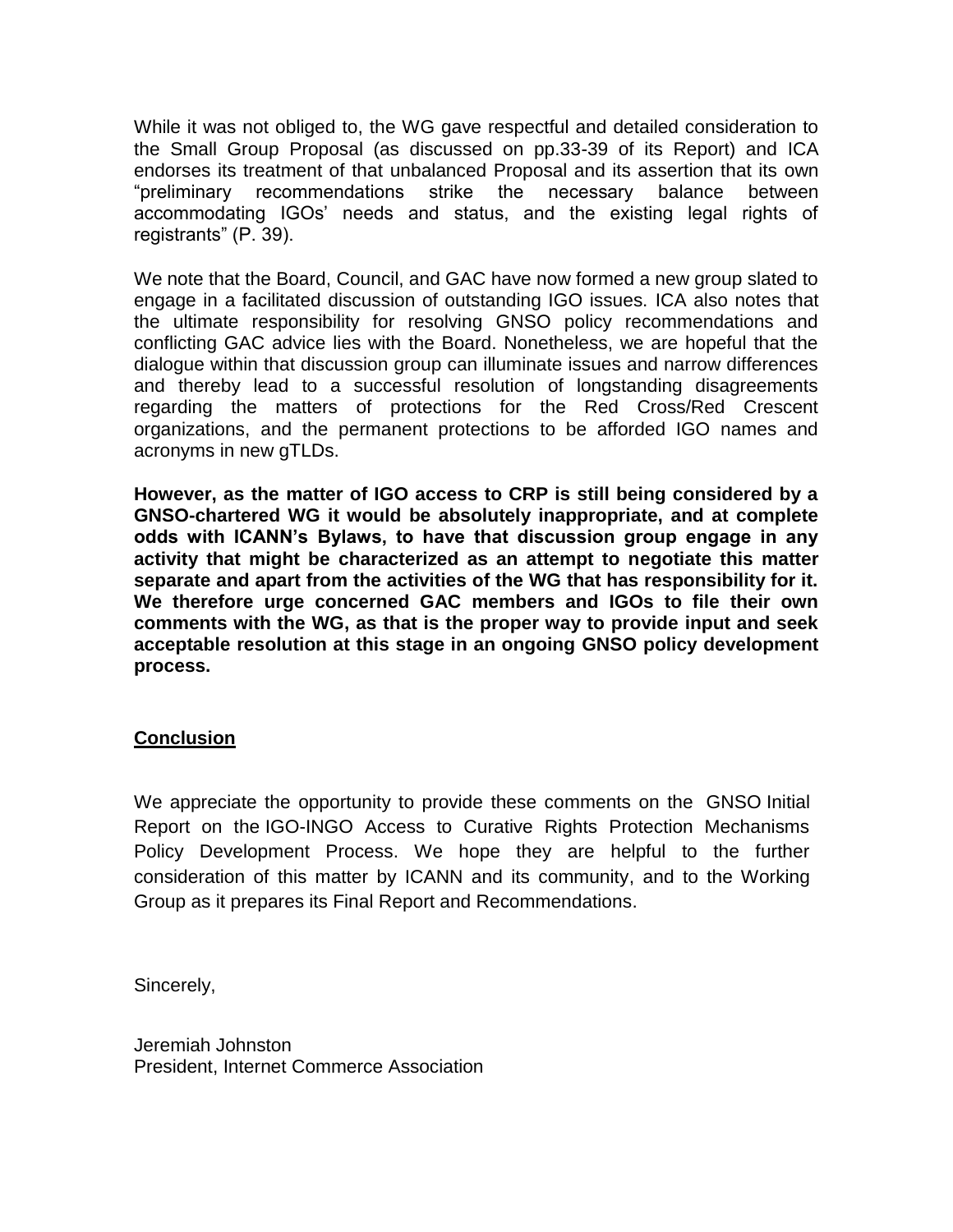While it was not obliged to, the WG gave respectful and detailed consideration to the Small Group Proposal (as discussed on pp.33-39 of its Report) and ICA endorses its treatment of that unbalanced Proposal and its assertion that its own "preliminary recommendations strike the necessary balance between accommodating IGOs' needs and status, and the existing legal rights of registrants" (P. 39).

We note that the Board, Council, and GAC have now formed a new group slated to engage in a facilitated discussion of outstanding IGO issues. ICA also notes that the ultimate responsibility for resolving GNSO policy recommendations and conflicting GAC advice lies with the Board. Nonetheless, we are hopeful that the dialogue within that discussion group can illuminate issues and narrow differences and thereby lead to a successful resolution of longstanding disagreements regarding the matters of protections for the Red Cross/Red Crescent organizations, and the permanent protections to be afforded IGO names and acronyms in new gTLDs.

**However, as the matter of IGO access to CRP is still being considered by a GNSO-chartered WG it would be absolutely inappropriate, and at complete odds with ICANN's Bylaws, to have that discussion group engage in any activity that might be characterized as an attempt to negotiate this matter separate and apart from the activities of the WG that has responsibility for it. We therefore urge concerned GAC members and IGOs to file their own comments with the WG, as that is the proper way to provide input and seek acceptable resolution at this stage in an ongoing GNSO policy development process.**

## Conclusion

We appreciate the opportunity to provide these comments on the GNSO Initial Report on the IGO-INGO Access to Curative Rights Protection Mechanisms Policy Development Process. We hope they are helpful to the further consideration of this matter by ICANN and its community, and to the Working Group as it prepares its Final Report and Recommendations.

Sincerely,

Jeremiah Johnston
President, Internet Commerce Association